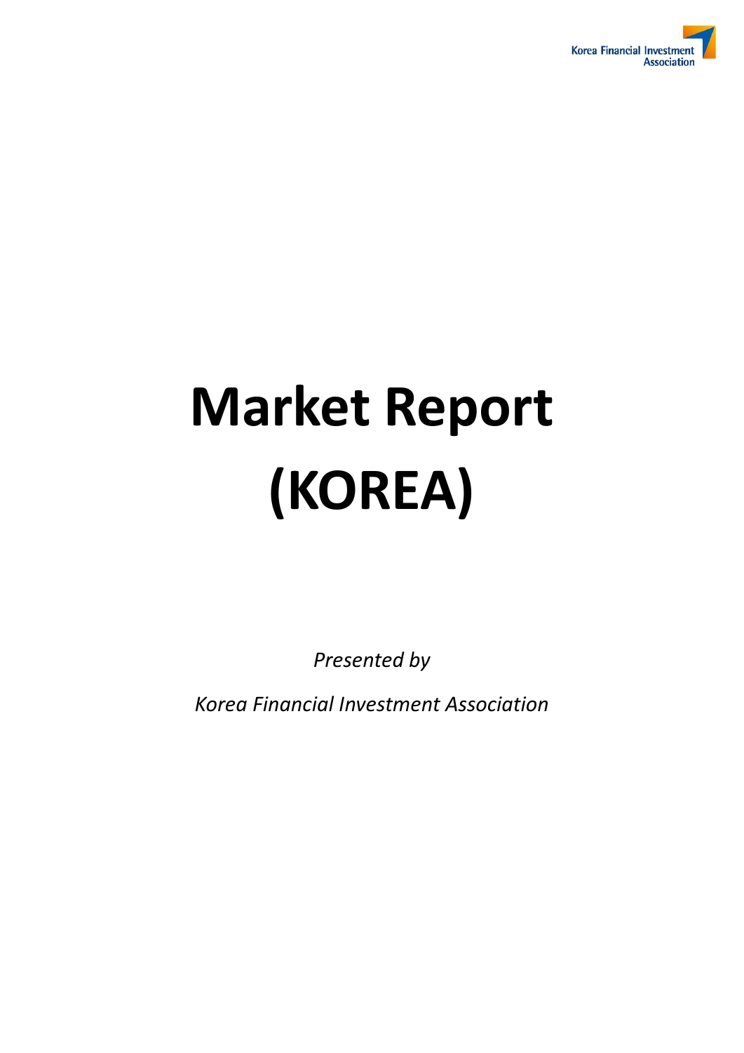Korea Financial Investment Association

# Market Report (KOREA)

*Presented by*

*Korea Financial Investment Association*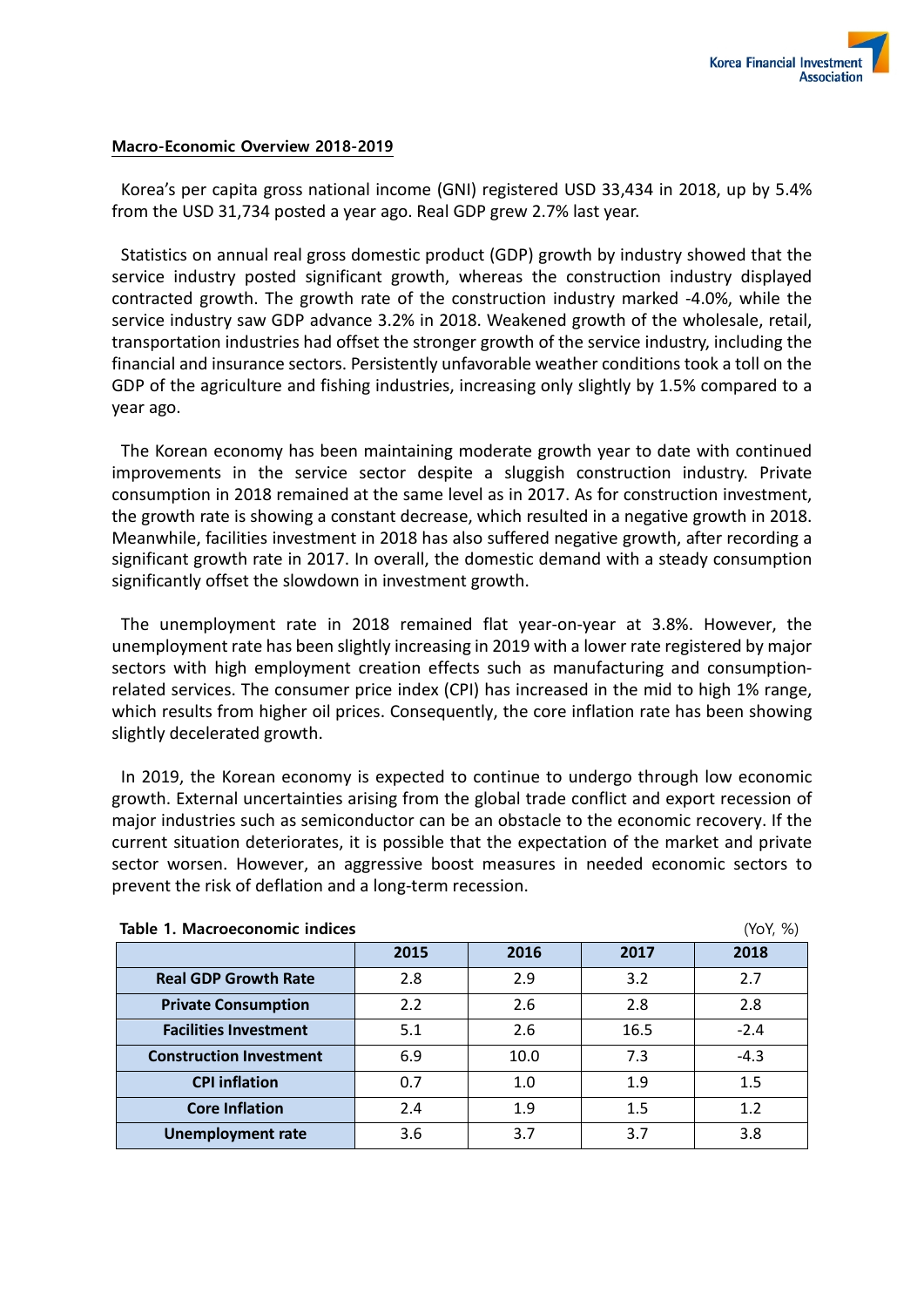**Macro-Economic Overview 2018-2019**

Korea's per capita gross national income (GNI) registered USD 33,434 in 2018, up by 5.4% from the USD 31,734 posted a year ago. Real GDP grew 2.7% last year.

Statistics on annual real gross domestic product (GDP) growth by industry showed that the service industry posted significant growth, whereas the construction industry displayed contracted growth. The growth rate of the construction industry marked -4.0%, while the service industry saw GDP advance 3.2% in 2018. Weakened growth of the wholesale, retail, transportation industries had offset the stronger growth of the service industry, including the financial and insurance sectors. Persistently unfavorable weather conditions took a toll on the GDP of the agriculture and fishing industries, increasing only slightly by 1.5% compared to a year ago.

The Korean economy has been maintaining moderate growth year to date with continued improvements in the service sector despite a sluggish construction industry. Private consumption in 2018 remained at the same level as in 2017. As for construction investment, the growth rate is showing a constant decrease, which resulted in a negative growth in 2018. Meanwhile, facilities investment in 2018 has also suffered negative growth, after recording a significant growth rate in 2017. In overall, the domestic demand with a steady consumption significantly offset the slowdown in investment growth.

The unemployment rate in 2018 remained flat year-on-year at 3.8%. However, the unemployment rate has been slightly increasing in 2019 with a lower rate registered by major sectors with high employment creation effects such as manufacturing and consumption-related services. The consumer price index (CPI) has increased in the mid to high 1% range, which results from higher oil prices. Consequently, the core inflation rate has been showing slightly decelerated growth.

In 2019, the Korean economy is expected to continue to undergo through low economic growth. External uncertainties arising from the global trade conflict and export recession of major industries such as semiconductor can be an obstacle to the economic recovery. If the current situation deteriorates, it is possible that the expectation of the market and private sector worsen. However, an aggressive boost measures in needed economic sectors to prevent the risk of deflation and a long-term recession.

**Table 1. Macroeconomic indices** (YoY, %)

| | 2015 | 2016 | 2017 | 2018 |
|---|---|---|---|---|
| **Real GDP Growth Rate** | 2.8 | 2.9 | 3.2 | 2.7 |
| **Private Consumption** | 2.2 | 2.6 | 2.8 | 2.8 |
| **Facilities Investment** | 5.1 | 2.6 | 16.5 | -2.4 |
| **Construction Investment** | 6.9 | 10.0 | 7.3 | -4.3 |
| **CPI inflation** | 0.7 | 1.0 | 1.9 | 1.5 |
| **Core Inflation** | 2.4 | 1.9 | 1.5 | 1.2 |
| **Unemployment rate** | 3.6 | 3.7 | 3.7 | 3.8 |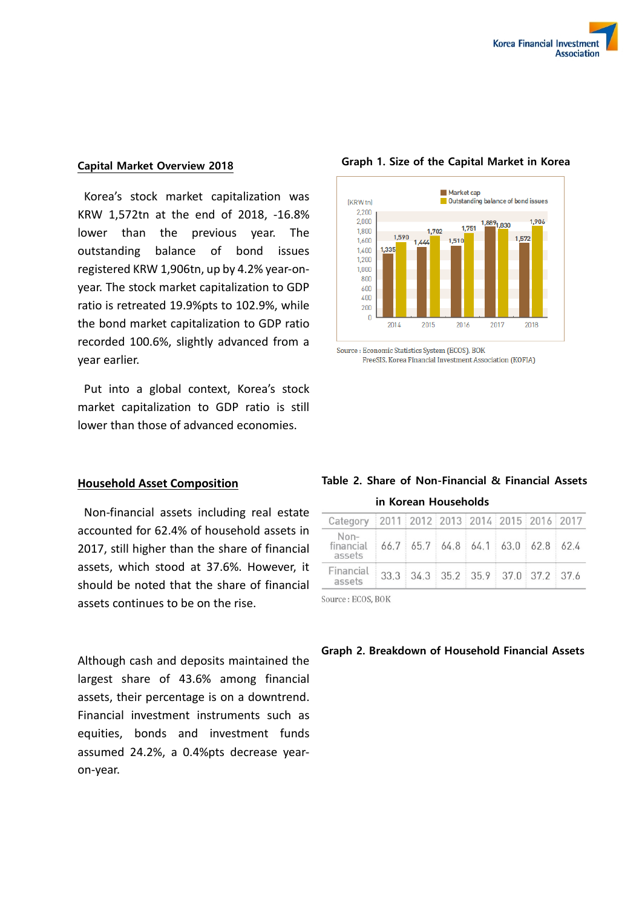## Capital Market Overview 2018

Korea's stock market capitalization was KRW 1,572tn at the end of 2018, -16.8% lower than the previous year. The outstanding balance of bond issues registered KRW 1,906tn, up by 4.2% year-on-year. The stock market capitalization to GDP ratio is retreated 19.9%pts to 102.9%, while the bond market capitalization to GDP ratio recorded 100.6%, slightly advanced from a year earlier.

Put into a global context, Korea's stock market capitalization to GDP ratio is still lower than those of advanced economies.

**Graph 1. Size of the Capital Market in Korea**

(KRW tn)

| Year | Market cap | Outstanding balance of bond issues |
|---|---|---|
| 2014 | 1,335 | 1,590 |
| 2015 | 1,444 | 1,702 |
| 2016 | 1,510 | 1,751 |
| 2017 | 1,889 | 1,830 |
| 2018 | 1,572 | 1,906 |

Source : Economic Statistics System (ECOS), BOK
FreeSIS, Korea Financial Investment Association (KOFIA)

## Household Asset Composition

Non-financial assets including real estate accounted for 62.4% of household assets in 2017, still higher than the share of financial assets, which stood at 37.6%. However, it should be noted that the share of financial assets continues to be on the rise.

**Table 2. Share of Non-Financial & Financial Assets in Korean Households**

| Category | 2011 | 2012 | 2013 | 2014 | 2015 | 2016 | 2017 |
|---|---|---|---|---|---|---|---|
| Non-financial assets | 66.7 | 65.7 | 64.8 | 64.1 | 63.0 | 62.8 | 62.4 |
| Financial assets | 33.3 | 34.3 | 35.2 | 35.9 | 37.0 | 37.2 | 37.6 |

Source : ECOS, BOK

Although cash and deposits maintained the largest share of 43.6% among financial assets, their percentage is on a downtrend. Financial investment instruments such as equities, bonds and investment funds assumed 24.2%, a 0.4%pts decrease year-on-year.

**Graph 2. Breakdown of Household Financial Assets**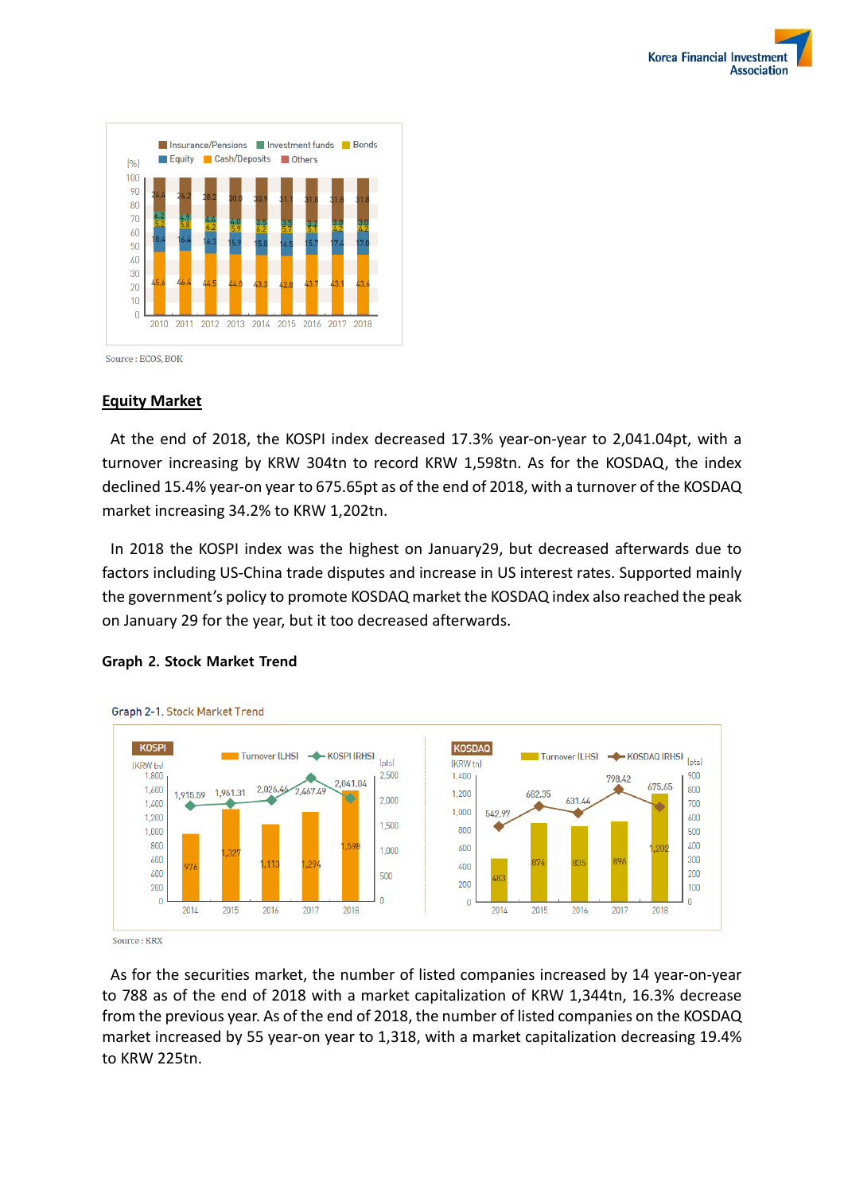Source : ECOS, BOK

## Equity Market

At the end of 2018, the KOSPI index decreased 17.3% year-on-year to 2,041.04pt, with a turnover increasing by KRW 304tn to record KRW 1,598tn. As for the KOSDAQ, the index declined 15.4% year-on year to 675.65pt as of the end of 2018, with a turnover of the KOSDAQ market increasing 34.2% to KRW 1,202tn.

In 2018 the KOSPI index was the highest on January29, but decreased afterwards due to factors including US-China trade disputes and increase in US interest rates. Supported mainly the government's policy to promote KOSDAQ market the KOSDAQ index also reached the peak on January 29 for the year, but it too decreased afterwards.

**Graph 2. Stock Market Trend**

Graph 2-1. Stock Market Trend

Source : KRX

As for the securities market, the number of listed companies increased by 14 year-on-year to 788 as of the end of 2018 with a market capitalization of KRW 1,344tn, 16.3% decrease from the previous year. As of the end of 2018, the number of listed companies on the KOSDAQ market increased by 55 year-on year to 1,318, with a market capitalization decreasing 19.4% to KRW 225tn.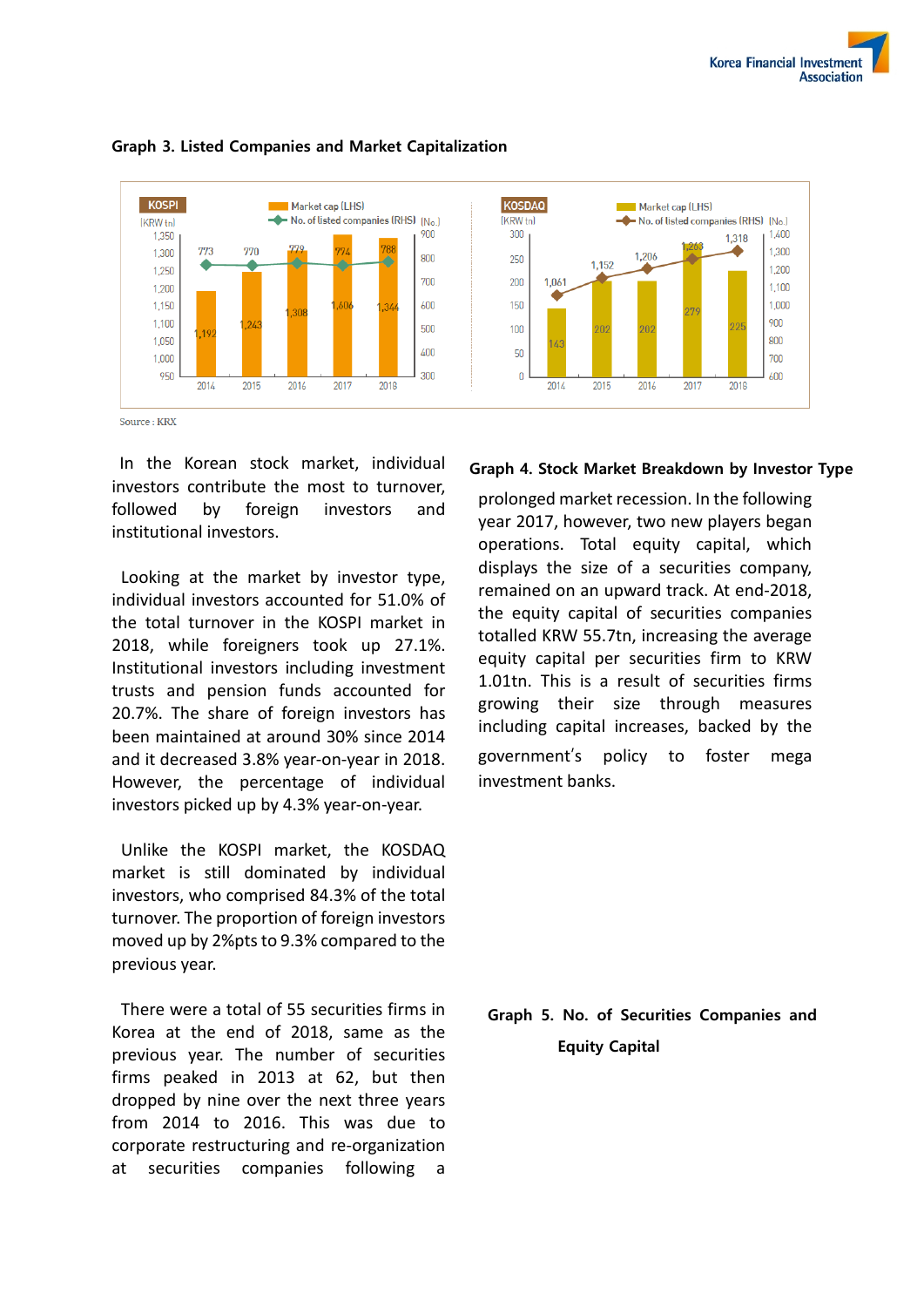**Graph 3. Listed Companies and Market Capitalization**

| KOSPI | 2014 | 2015 | 2016 | 2017 | 2018 |
|---|---|---|---|---|---|
| Market cap (LHS) [KRW tn] | 1,192 | 1,243 | 1,308 | 1,606 | 1,344 |
| No. of listed companies (RHS) [No.] | 773 | 770 | 779 | 774 | 788 |

| KOSDAQ | 2014 | 2015 | 2016 | 2017 | 2018 |
|---|---|---|---|---|---|
| Market cap (LHS) [KRW tn] | 143 | 202 | 202 | 279 | 225 |
| No. of listed companies (RHS) [No.] | 1,061 | 1,152 | 1,206 | 1,263 | 1,318 |

Source : KRX

In the Korean stock market, individual investors contribute the most to turnover, followed by foreign investors and institutional investors.

Looking at the market by investor type, individual investors accounted for 51.0% of the total turnover in the KOSPI market in 2018, while foreigners took up 27.1%. Institutional investors including investment trusts and pension funds accounted for 20.7%. The share of foreign investors has been maintained at around 30% since 2014 and it decreased 3.8% year-on-year in 2018. However, the percentage of individual investors picked up by 4.3% year-on-year.

Unlike the KOSPI market, the KOSDAQ market is still dominated by individual investors, who comprised 84.3% of the total turnover. The proportion of foreign investors moved up by 2%pts to 9.3% compared to the previous year.

There were a total of 55 securities firms in Korea at the end of 2018, same as the previous year. The number of securities firms peaked in 2013 at 62, but then dropped by nine over the next three years from 2014 to 2016. This was due to corporate restructuring and re-organization at securities companies following a prolonged market recession. In the following year 2017, however, two new players began operations. Total equity capital, which displays the size of a securities company, remained on an upward track. At end-2018, the equity capital of securities companies totalled KRW 55.7tn, increasing the average equity capital per securities firm to KRW 1.01tn. This is a result of securities firms growing their size through measures including capital increases, backed by the government's policy to foster mega investment banks.

**Graph 4. Stock Market Breakdown by Investor Type**

**Graph 5. No. of Securities Companies and Equity Capital**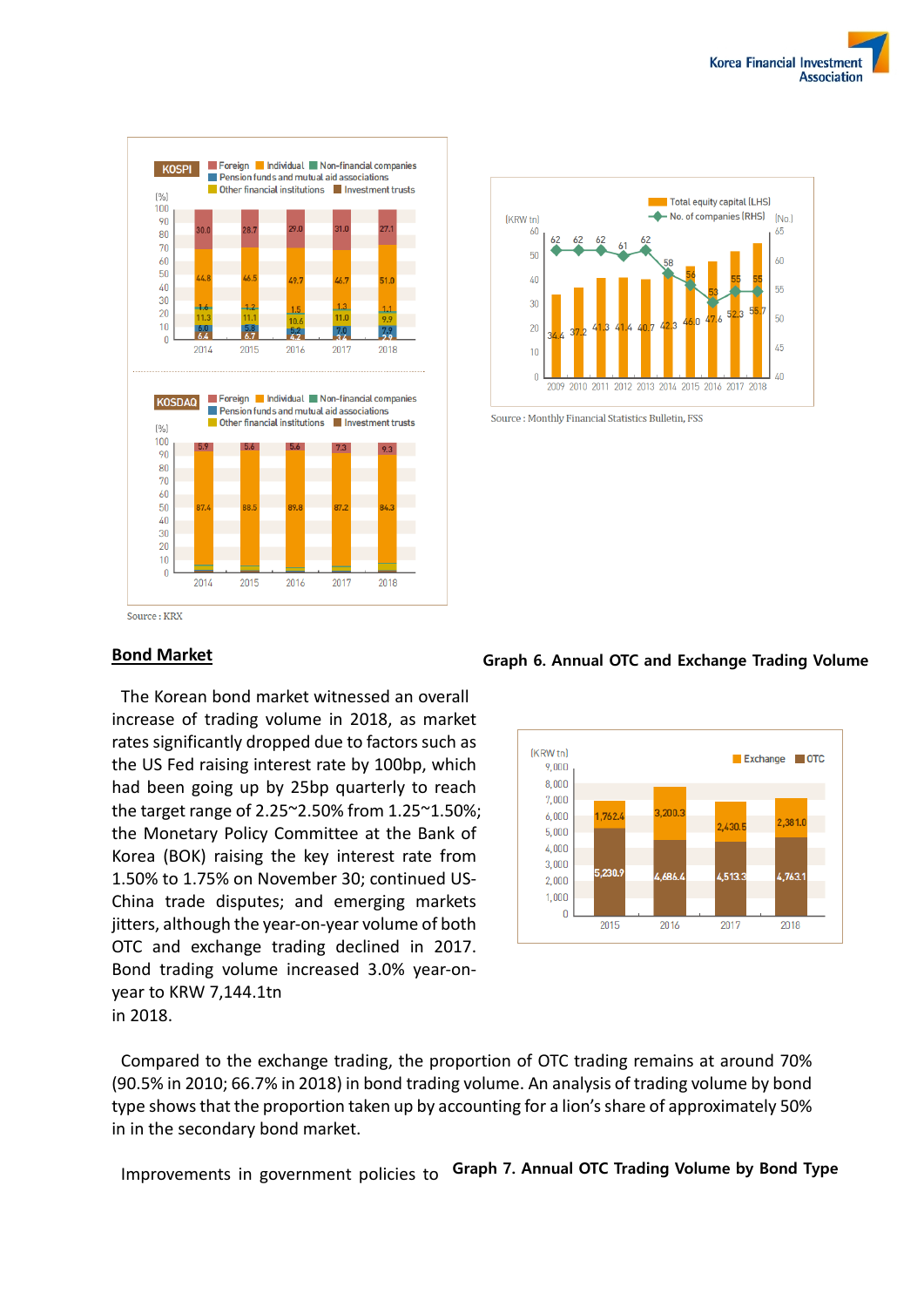Source : KRX

Source : Monthly Financial Statistics Bulletin, FSS

## Bond Market

The Korean bond market witnessed an overall increase of trading volume in 2018, as market rates significantly dropped due to factors such as the US Fed raising interest rate by 100bp, which had been going up by 25bp quarterly to reach the target range of 2.25~2.50% from 1.25~1.50%; the Monetary Policy Committee at the Bank of Korea (BOK) raising the key interest rate from 1.50% to 1.75% on November 30; continued US-China trade disputes; and emerging markets jitters, although the year-on-year volume of both OTC and exchange trading declined in 2017. Bond trading volume increased 3.0% year-on-year to KRW 7,144.1tn in 2018.

**Graph 6. Annual OTC and Exchange Trading Volume**

Compared to the exchange trading, the proportion of OTC trading remains at around 70% (90.5% in 2010; 66.7% in 2018) in bond trading volume. An analysis of trading volume by bond type shows that the proportion taken up by accounting for a lion's share of approximately 50% in in the secondary bond market.

Improvements in government policies to

**Graph 7. Annual OTC Trading Volume by Bond Type**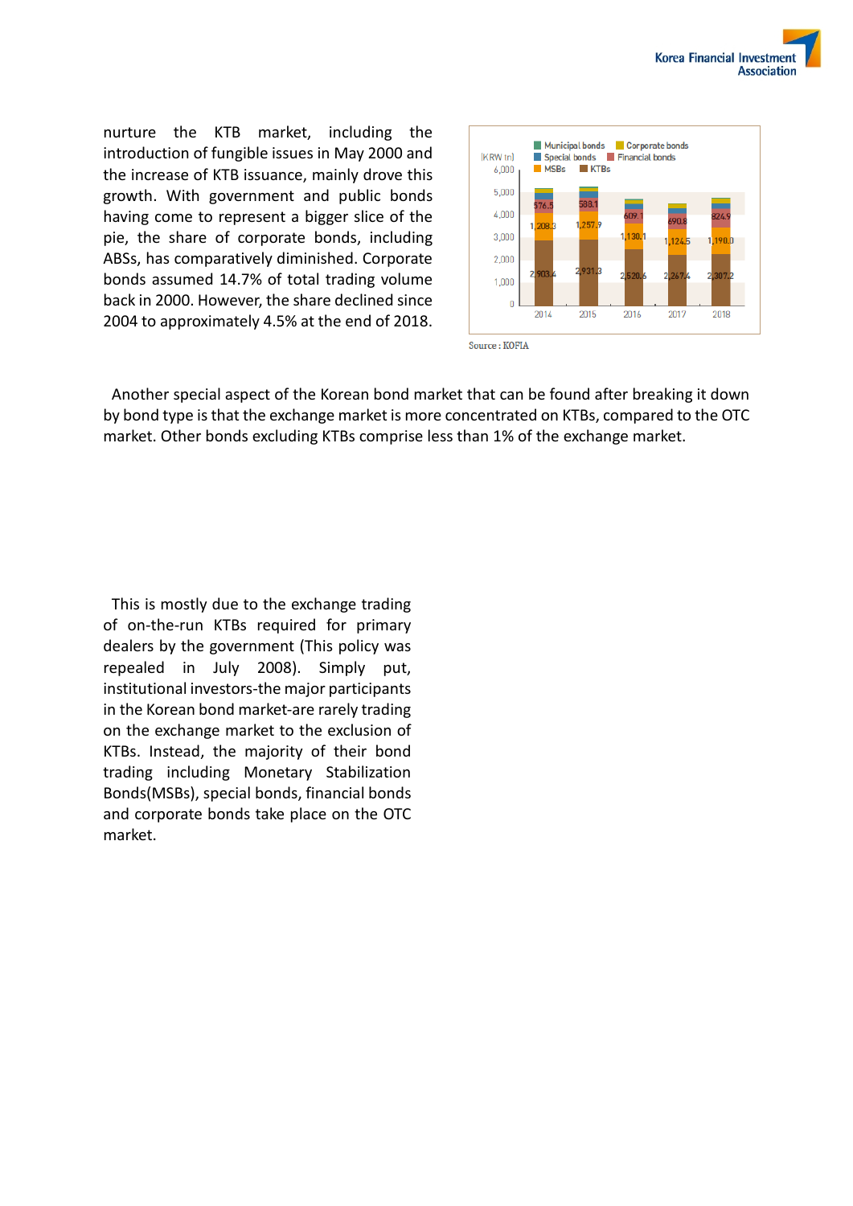nurture the KTB market, including the introduction of fungible issues in May 2000 and the increase of KTB issuance, mainly drove this growth. With government and public bonds having come to represent a bigger slice of the pie, the share of corporate bonds, including ABSs, has comparatively diminished. Corporate bonds assumed 14.7% of total trading volume back in 2000. However, the share declined since 2004 to approximately 4.5% at the end of 2018.

(KRW tn)

| | 2014 | 2015 | 2016 | 2017 | 2018 |
|---|---|---|---|---|---|
| KTBs | 2,903.4 | 2,931.3 | 2,520.6 | 2,267.4 | 2,307.2 |
| MSBs | 1,208.3 | 1,257.9 | 1,130.1 | 1,124.5 | 1,190.0 |
| Financial bonds | 576.5 | 588.1 | 609.1 | 690.8 | 824.9 |

Legend: Municipal bonds, Corporate bonds, Special bonds, Financial bonds, MSBs, KTBs

Source : KOFIA

Another special aspect of the Korean bond market that can be found after breaking it down by bond type is that the exchange market is more concentrated on KTBs, compared to the OTC market. Other bonds excluding KTBs comprise less than 1% of the exchange market.

This is mostly due to the exchange trading of on-the-run KTBs required for primary dealers by the government (This policy was repealed in July 2008). Simply put, institutional investors-the major participants in the Korean bond market-are rarely trading on the exchange market to the exclusion of KTBs. Instead, the majority of their bond trading including Monetary Stabilization Bonds(MSBs), special bonds, financial bonds and corporate bonds take place on the OTC market.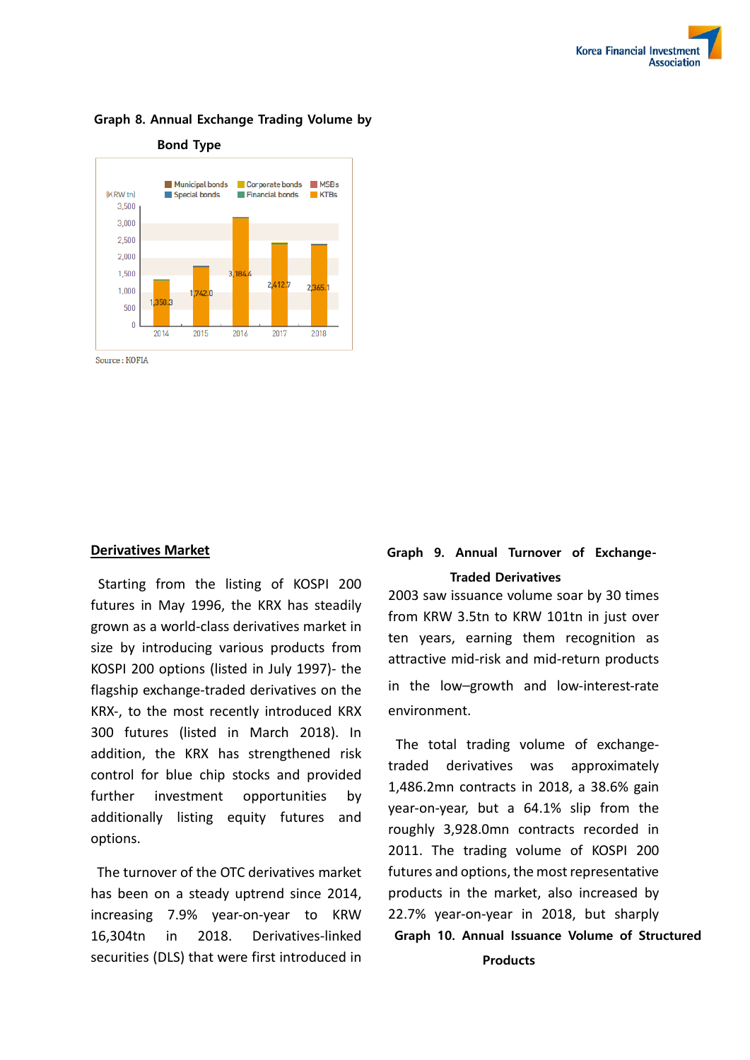**Graph 8. Annual Exchange Trading Volume by Bond Type**

| (KRW tn) | 2014 | 2015 | 2016 | 2017 | 2018 |
|---|---|---|---|---|---|
| Total | 1,350.3 | 1,742.0 | 3,184.4 | 2,412.7 | 2,365.1 |

Legend: Municipal bonds, Corporate bonds, MSBs, Special bonds, Financial bonds, KTBs

Source : KOFIA

## Derivatives Market

Starting from the listing of KOSPI 200 futures in May 1996, the KRX has steadily grown as a world-class derivatives market in size by introducing various products from KOSPI 200 options (listed in July 1997)- the flagship exchange-traded derivatives on the KRX-, to the most recently introduced KRX 300 futures (listed in March 2018). In addition, the KRX has strengthened risk control for blue chip stocks and provided further investment opportunities by additionally listing equity futures and options.

The turnover of the OTC derivatives market has been on a steady uptrend since 2014, increasing 7.9% year-on-year to KRW 16,304tn in 2018. Derivatives-linked securities (DLS) that were first introduced in 2003 saw issuance volume soar by 30 times from KRW 3.5tn to KRW 101tn in just over ten years, earning them recognition as attractive mid-risk and mid-return products in the low–growth and low-interest-rate environment.

**Graph 9. Annual Turnover of Exchange-Traded Derivatives**

The total trading volume of exchange-traded derivatives was approximately 1,486.2mn contracts in 2018, a 38.6% gain year-on-year, but a 64.1% slip from the roughly 3,928.0mn contracts recorded in 2011. The trading volume of KOSPI 200 futures and options, the most representative products in the market, also increased by 22.7% year-on-year in 2018, but sharply

**Graph 10. Annual Issuance Volume of Structured Products**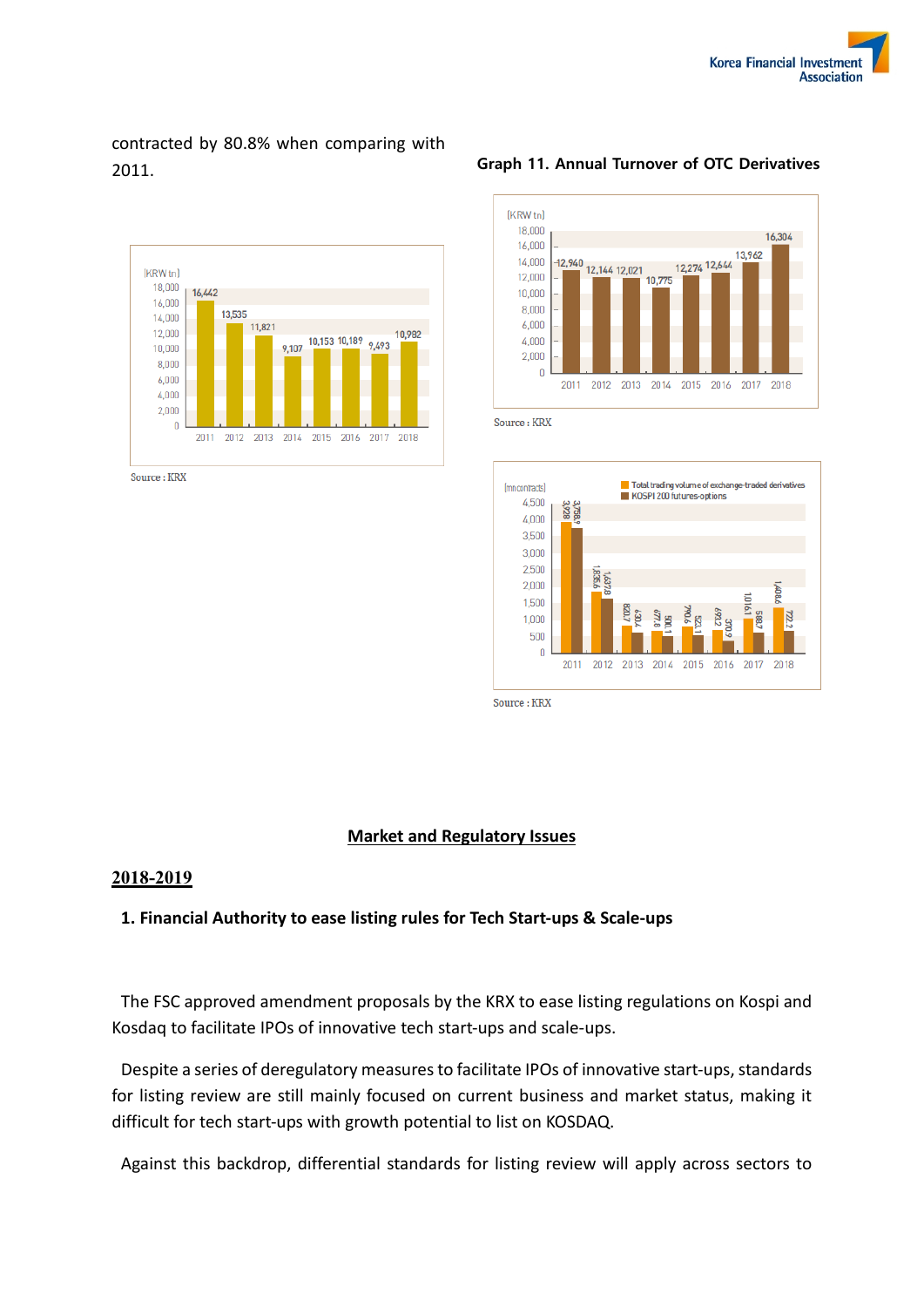contracted by 80.8% when comparing with 2011.

| (KRW tn) | 2011 | 2012 | 2013 | 2014 | 2015 | 2016 | 2017 | 2018 |
|---|---|---|---|---|---|---|---|---|
| | 16,442 | 13,535 | 11,821 | 9,107 | 10,153 | 10,189 | 9,493 | 10,982 |

Source : KRX

**Graph 11. Annual Turnover of OTC Derivatives**

| (KRW tn) | 2011 | 2012 | 2013 | 2014 | 2015 | 2016 | 2017 | 2018 |
|---|---|---|---|---|---|---|---|---|
| | 12,940 | 12,144 | 12,021 | 10,775 | 12,274 | 12,644 | 13,962 | 16,304 |

Source : KRX

| (mn contracts) | 2011 | 2012 | 2013 | 2014 | 2015 | 2016 | 2017 | 2018 |
|---|---|---|---|---|---|---|---|---|
| Total trading volume of exchange-traded derivatives | 3,928 | 1,835.6 | 820.7 | 677.8 | 790.6 | 693.2 | 1,016.1 | 1,408.6 |
| KOSPI 200 futures-options | 3,758.9 | 1,637.8 | 630.4 | 500.1 | 523.1 | 370.9 | 598.7 | 722.2 |

Source : KRX

## Market and Regulatory Issues

### 2018-2019

#### 1. Financial Authority to ease listing rules for Tech Start-ups & Scale-ups

The FSC approved amendment proposals by the KRX to ease listing regulations on Kospi and Kosdaq to facilitate IPOs of innovative tech start-ups and scale-ups.

Despite a series of deregulatory measures to facilitate IPOs of innovative start-ups, standards for listing review are still mainly focused on current business and market status, making it difficult for tech start-ups with growth potential to list on KOSDAQ.

Against this backdrop, differential standards for listing review will apply across sectors to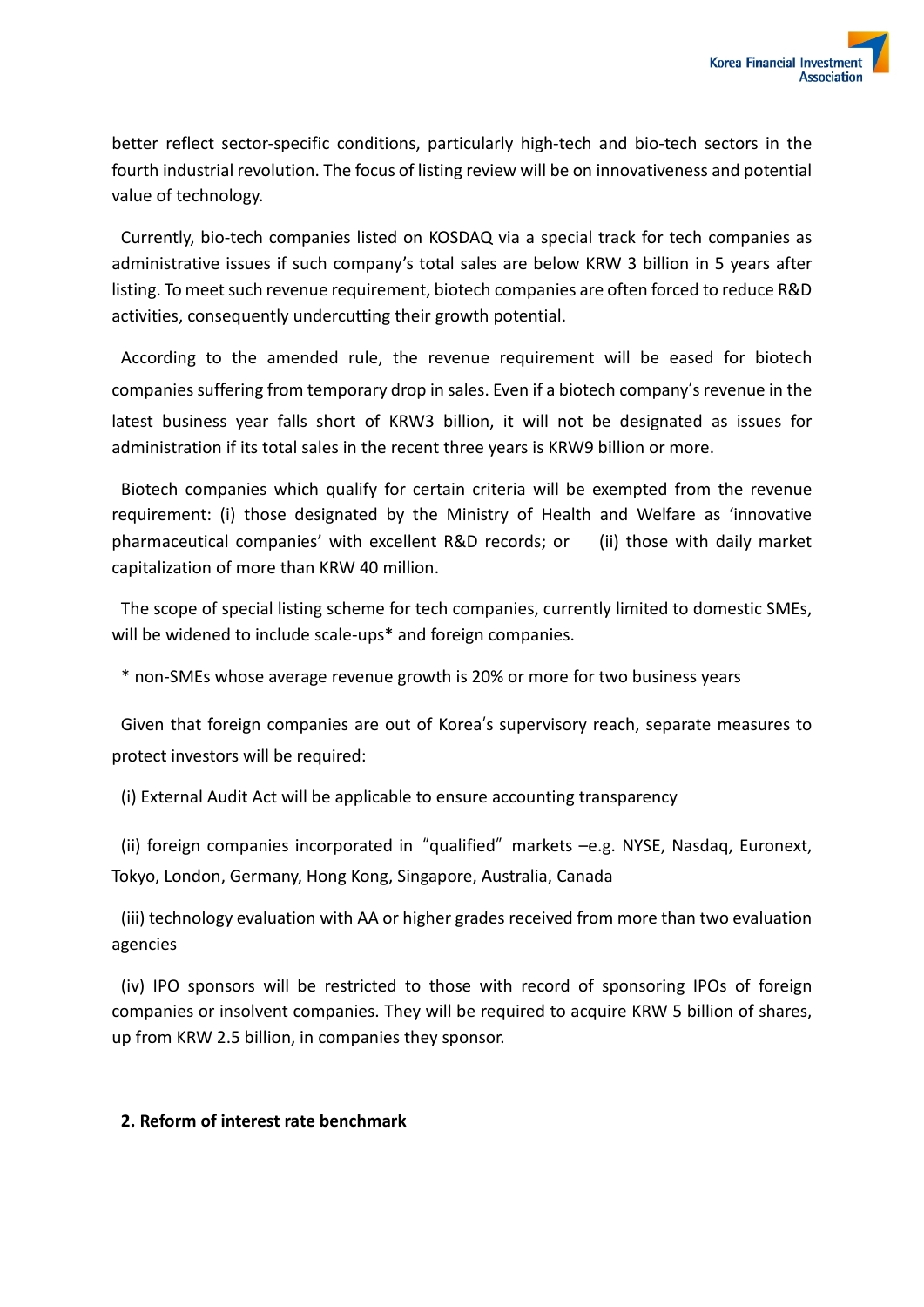better reflect sector-specific conditions, particularly high-tech and bio-tech sectors in the fourth industrial revolution. The focus of listing review will be on innovativeness and potential value of technology.

Currently, bio-tech companies listed on KOSDAQ via a special track for tech companies as administrative issues if such company's total sales are below KRW 3 billion in 5 years after listing. To meet such revenue requirement, biotech companies are often forced to reduce R&D activities, consequently undercutting their growth potential.

According to the amended rule, the revenue requirement will be eased for biotech companies suffering from temporary drop in sales. Even if a biotech company's revenue in the latest business year falls short of KRW3 billion, it will not be designated as issues for administration if its total sales in the recent three years is KRW9 billion or more.

Biotech companies which qualify for certain criteria will be exempted from the revenue requirement: (i) those designated by the Ministry of Health and Welfare as 'innovative pharmaceutical companies' with excellent R&D records; or (ii) those with daily market capitalization of more than KRW 40 million.

The scope of special listing scheme for tech companies, currently limited to domestic SMEs, will be widened to include scale-ups* and foreign companies.

\* non-SMEs whose average revenue growth is 20% or more for two business years

Given that foreign companies are out of Korea's supervisory reach, separate measures to protect investors will be required:

(i) External Audit Act will be applicable to ensure accounting transparency

(ii) foreign companies incorporated in "qualified" markets –e.g. NYSE, Nasdaq, Euronext, Tokyo, London, Germany, Hong Kong, Singapore, Australia, Canada

(iii) technology evaluation with AA or higher grades received from more than two evaluation agencies

(iv) IPO sponsors will be restricted to those with record of sponsoring IPOs of foreign companies or insolvent companies. They will be required to acquire KRW 5 billion of shares, up from KRW 2.5 billion, in companies they sponsor.

**2. Reform of interest rate benchmark**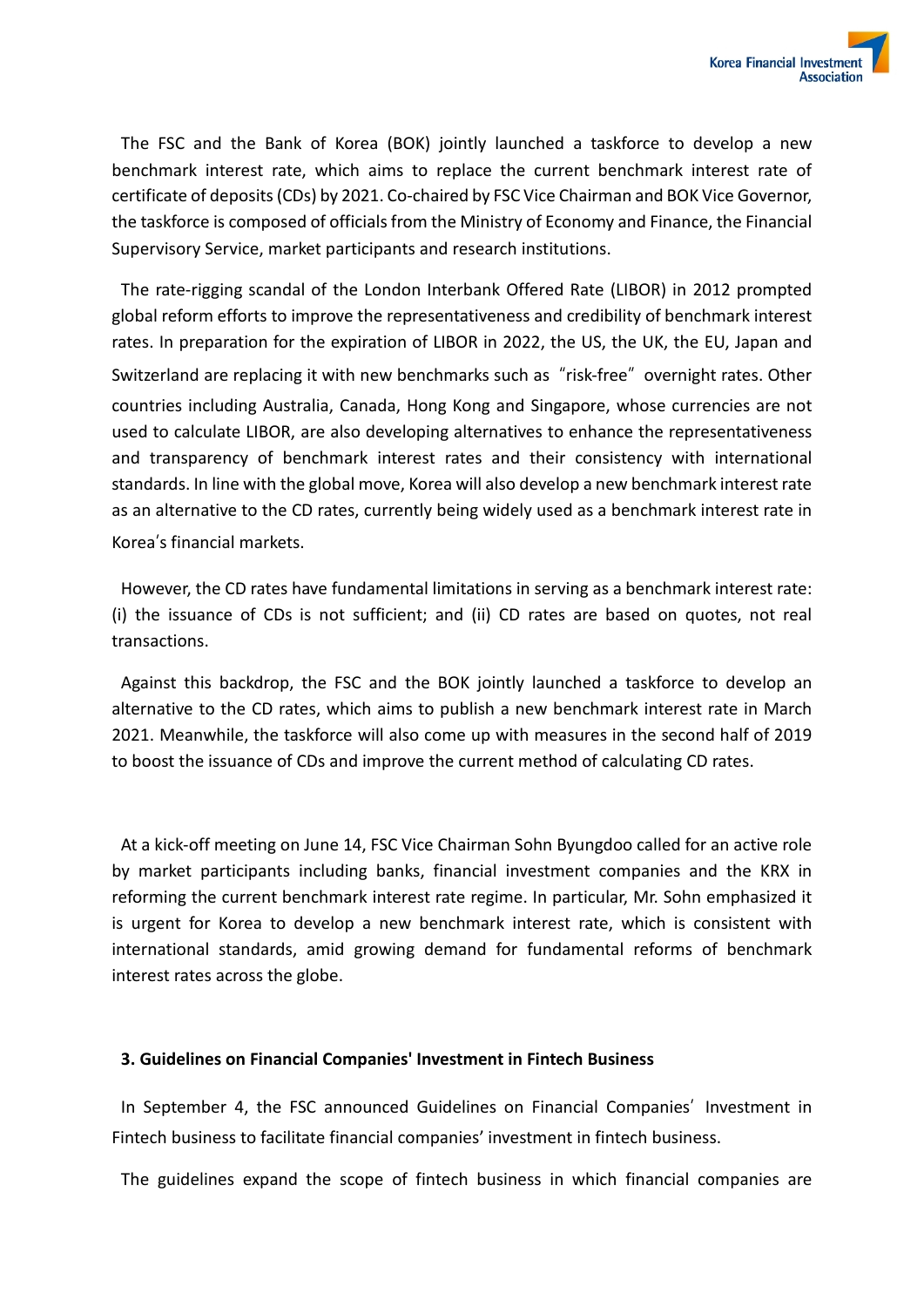The FSC and the Bank of Korea (BOK) jointly launched a taskforce to develop a new benchmark interest rate, which aims to replace the current benchmark interest rate of certificate of deposits (CDs) by 2021. Co-chaired by FSC Vice Chairman and BOK Vice Governor, the taskforce is composed of officials from the Ministry of Economy and Finance, the Financial Supervisory Service, market participants and research institutions.

The rate-rigging scandal of the London Interbank Offered Rate (LIBOR) in 2012 prompted global reform efforts to improve the representativeness and credibility of benchmark interest rates. In preparation for the expiration of LIBOR in 2022, the US, the UK, the EU, Japan and Switzerland are replacing it with new benchmarks such as "risk-free" overnight rates. Other countries including Australia, Canada, Hong Kong and Singapore, whose currencies are not used to calculate LIBOR, are also developing alternatives to enhance the representativeness and transparency of benchmark interest rates and their consistency with international standards. In line with the global move, Korea will also develop a new benchmark interest rate as an alternative to the CD rates, currently being widely used as a benchmark interest rate in Korea's financial markets.

However, the CD rates have fundamental limitations in serving as a benchmark interest rate: (i) the issuance of CDs is not sufficient; and (ii) CD rates are based on quotes, not real transactions.

Against this backdrop, the FSC and the BOK jointly launched a taskforce to develop an alternative to the CD rates, which aims to publish a new benchmark interest rate in March 2021. Meanwhile, the taskforce will also come up with measures in the second half of 2019 to boost the issuance of CDs and improve the current method of calculating CD rates.

At a kick-off meeting on June 14, FSC Vice Chairman Sohn Byungdoo called for an active role by market participants including banks, financial investment companies and the KRX in reforming the current benchmark interest rate regime. In particular, Mr. Sohn emphasized it is urgent for Korea to develop a new benchmark interest rate, which is consistent with international standards, amid growing demand for fundamental reforms of benchmark interest rates across the globe.

### 3. Guidelines on Financial Companies' Investment in Fintech Business

In September 4, the FSC announced Guidelines on Financial Companies' Investment in Fintech business to facilitate financial companies' investment in fintech business.

The guidelines expand the scope of fintech business in which financial companies are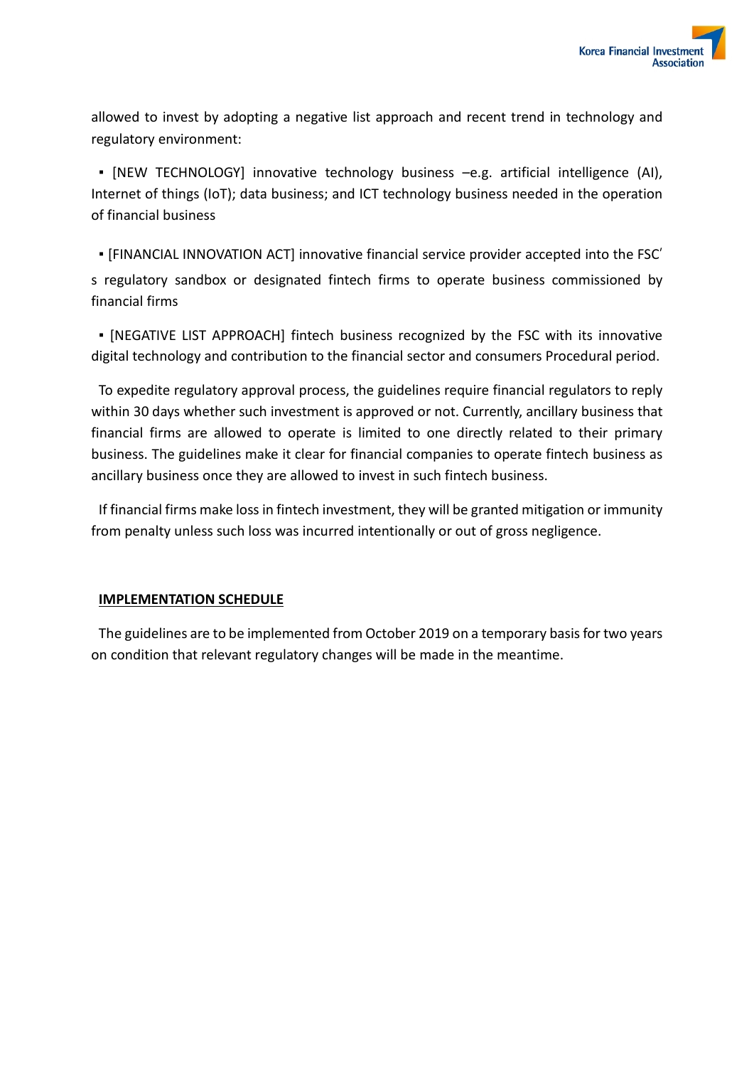allowed to invest by adopting a negative list approach and recent trend in technology and regulatory environment:

▪ [NEW TECHNOLOGY] innovative technology business –e.g. artificial intelligence (AI), Internet of things (IoT); data business; and ICT technology business needed in the operation of financial business

▪ [FINANCIAL INNOVATION ACT] innovative financial service provider accepted into the FSC′s regulatory sandbox or designated fintech firms to operate business commissioned by financial firms

▪ [NEGATIVE LIST APPROACH] fintech business recognized by the FSC with its innovative digital technology and contribution to the financial sector and consumers Procedural period.

To expedite regulatory approval process, the guidelines require financial regulators to reply within 30 days whether such investment is approved or not. Currently, ancillary business that financial firms are allowed to operate is limited to one directly related to their primary business. The guidelines make it clear for financial companies to operate fintech business as ancillary business once they are allowed to invest in such fintech business.

If financial firms make loss in fintech investment, they will be granted mitigation or immunity from penalty unless such loss was incurred intentionally or out of gross negligence.

**IMPLEMENTATION SCHEDULE**

The guidelines are to be implemented from October 2019 on a temporary basis for two years on condition that relevant regulatory changes will be made in the meantime.